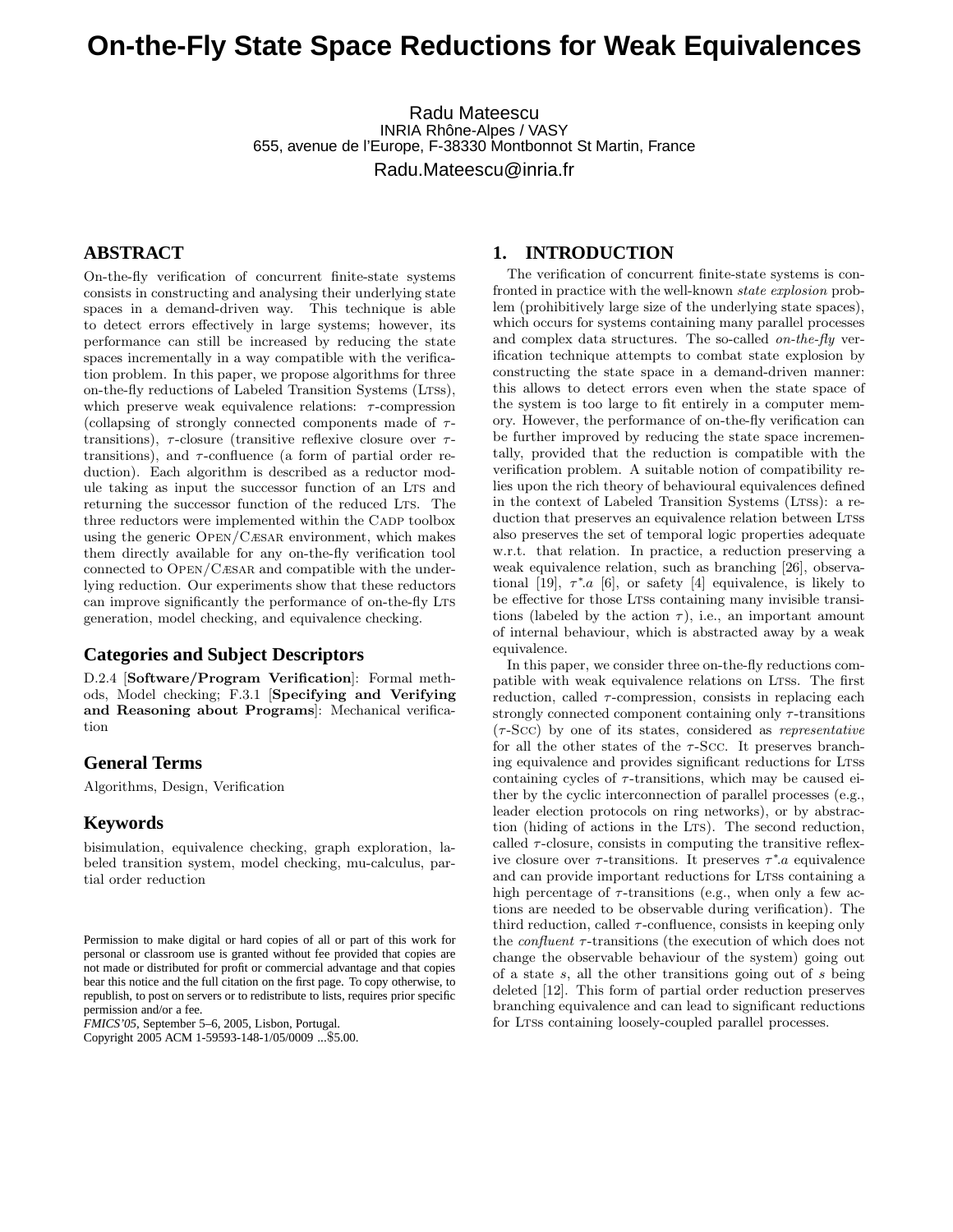# On-the-Fly State Space Reductions for Weak Equivalences

Radu Mateescu
INRIA Rhône-Alpes / VASY
655, avenue de l'Europe, F-38330 Montbonnot St Martin, France
Radu.Mateescu@inria.fr

## ABSTRACT

On-the-fly verification of concurrent finite-state systems consists in constructing and analysing their underlying state spaces in a demand-driven way. This technique is able to detect errors effectively in large systems; however, its performance can still be increased by reducing the state spaces incrementally in a way compatible with the verification problem. In this paper, we propose algorithms for three on-the-fly reductions of Labeled Transition Systems (Ltss), which preserve weak equivalence relations: $\tau$-compression (collapsing of strongly connected components made of $\tau$-transitions), $\tau$-closure (transitive reflexive closure over $\tau$-transitions), and $\tau$-confluence (a form of partial order reduction). Each algorithm is described as a reductor module taking as input the successor function of an Lts and returning the successor function of the reduced Lts. The three reductors were implemented within the Cadp toolbox using the generic Open/Cæsar environment, which makes them directly available for any on-the-fly verification tool connected to Open/Cæsar and compatible with the underlying reduction. Our experiments show that these reductors can improve significantly the performance of on-the-fly Lts generation, model checking, and equivalence checking.

### Categories and Subject Descriptors

D.2.4 [**Software/Program Verification**]: Formal methods, Model checking; F.3.1 [**Specifying and Verifying and Reasoning about Programs**]: Mechanical verification

### General Terms

Algorithms, Design, Verification

### Keywords

bisimulation, equivalence checking, graph exploration, labeled transition system, model checking, mu-calculus, partial order reduction

Permission to make digital or hard copies of all or part of this work for personal or classroom use is granted without fee provided that copies are not made or distributed for profit or commercial advantage and that copies bear this notice and the full citation on the first page. To copy otherwise, to republish, to post on servers or to redistribute to lists, requires prior specific permission and/or a fee.
*FMICS'05*, September 5–6, 2005, Lisbon, Portugal.
Copyright 2005 ACM 1-59593-148-1/05/0009 ...$5.00.

## 1. INTRODUCTION

The verification of concurrent finite-state systems is confronted in practice with the well-known *state explosion* problem (prohibitively large size of the underlying state spaces), which occurs for systems containing many parallel processes and complex data structures. The so-called *on-the-fly* verification technique attempts to combat state explosion by constructing the state space in a demand-driven manner: this allows to detect errors even when the state space of the system is too large to fit entirely in a computer memory. However, the performance of on-the-fly verification can be further improved by reducing the state space incrementally, provided that the reduction is compatible with the verification problem. A suitable notion of compatibility relies upon the rich theory of behavioural equivalences defined in the context of Labeled Transition Systems (Ltss): a reduction that preserves an equivalence relation between Ltss also preserves the set of temporal logic properties adequate w.r.t. that relation. In practice, a reduction preserving a weak equivalence relation, such as branching [26], observational [19], $\tau^*.a$ [6], or safety [4] equivalence, is likely to be effective for those Ltss containing many invisible transitions (labeled by the action $\tau$), i.e., an important amount of internal behaviour, which is abstracted away by a weak equivalence.

In this paper, we consider three on-the-fly reductions compatible with weak equivalence relations on Ltss. The first reduction, called $\tau$-compression, consists in replacing each strongly connected component containing only $\tau$-transitions ($\tau$-Scc) by one of its states, considered as *representative* for all the other states of the $\tau$-Scc. It preserves branching equivalence and provides significant reductions for Ltss containing cycles of $\tau$-transitions, which may be caused either by the cyclic interconnection of parallel processes (e.g., leader election protocols on ring networks), or by abstraction (hiding of actions in the Lts). The second reduction, called $\tau$-closure, consists in computing the transitive reflexive closure over $\tau$-transitions. It preserves $\tau^*.a$ equivalence and can provide important reductions for Ltss containing a high percentage of $\tau$-transitions (e.g., when only a few actions are needed to be observable during verification). The third reduction, called $\tau$-confluence, consists in keeping only the *confluent* $\tau$-transitions (the execution of which does not change the observable behaviour of the system) going out of a state $s$, all the other transitions going out of $s$ being deleted [12]. This form of partial order reduction preserves branching equivalence and can lead to significant reductions for Ltss containing loosely-coupled parallel processes.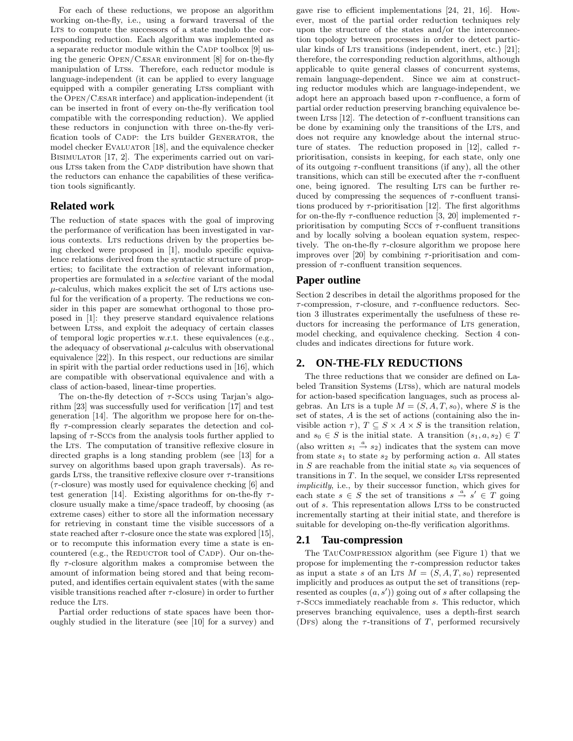For each of these reductions, we propose an algorithm working on-the-fly, i.e., using a forward traversal of the LTS to compute the successors of a state modulo the corresponding reduction. Each algorithm was implemented as a separate reductor module within the CADP toolbox [9] using the generic OPEN/CÆSAR environment [8] for on-the-fly manipulation of LTSs. Therefore, each reductor module is language-independent (it can be applied to every language equipped with a compiler generating LTSs compliant with the OPEN/CÆSAR interface) and application-independent (it can be inserted in front of every on-the-fly verification tool compatible with the corresponding reduction). We applied these reductors in conjunction with three on-the-fly verification tools of CADP: the LTS builder GENERATOR, the model checker EVALUATOR [18], and the equivalence checker BISIMULATOR [17, 2]. The experiments carried out on various LTSs taken from the CADP distribution have shown that the reductors can enhance the capabilities of these verification tools significantly.

## Related work

The reduction of state spaces with the goal of improving the performance of verification has been investigated in various contexts. LTS reductions driven by the properties being checked were proposed in [1], modulo specific equivalence relations derived from the syntactic structure of properties; to facilitate the extraction of relevant information, properties are formulated in a *selective* variant of the modal $\mu$-calculus, which makes explicit the set of LTS actions useful for the verification of a property. The reductions we consider in this paper are somewhat orthogonal to those proposed in [1]: they preserve standard equivalence relations between LTSs, and exploit the adequacy of certain classes of temporal logic properties w.r.t. these equivalences (e.g., the adequacy of observational $\mu$-calculus with observational equivalence [22]). In this respect, our reductions are similar in spirit with the partial order reductions used in [16], which are compatible with observational equivalence and with a class of action-based, linear-time properties.

The on-the-fly detection of $\tau$-SCCs using Tarjan's algorithm [23] was successfully used for verification [17] and test generation [14]. The algorithm we propose here for on-the-fly $\tau$-compression clearly separates the detection and collapsing of $\tau$-SCCs from the analysis tools further applied to the LTS. The computation of transitive reflexive closure in directed graphs is a long standing problem (see [13] for a survey on algorithms based upon graph traversals). As regards LTSs, the transitive reflexive closure over $\tau$-transitions ($\tau$-closure) was mostly used for equivalence checking [6] and test generation [14]. Existing algorithms for on-the-fly $\tau$-closure usually make a time/space tradeoff, by choosing (as extreme cases) either to store all the information necessary for retrieving in constant time the visible successors of a state reached after $\tau$-closure once the state was explored [15], or to recompute this information every time a state is encountered (e.g., the REDUCTOR tool of CADP). Our on-the-fly $\tau$-closure algorithm makes a compromise between the amount of information being stored and that being recomputed, and identifies certain equivalent states (with the same visible transitions reached after $\tau$-closure) in order to further reduce the LTS.

Partial order reductions of state spaces have been thoroughly studied in the literature (see [10] for a survey) and gave rise to efficient implementations [24, 21, 16]. However, most of the partial order reduction techniques rely upon the structure of the states and/or the interconnection topology between processes in order to detect particular kinds of LTS transitions (independent, inert, etc.) [21]; therefore, the corresponding reduction algorithms, although applicable to quite general classes of concurrent systems, remain language-dependent. Since we aim at constructing reductor modules which are language-independent, we adopt here an approach based upon $\tau$-confluence, a form of partial order reduction preserving branching equivalence between LTSs [12]. The detection of $\tau$-confluent transitions can be done by examining only the transitions of the LTS, and does not require any knowledge about the internal structure of states. The reduction proposed in [12], called $\tau$-prioritisation, consists in keeping, for each state, only one of its outgoing $\tau$-confluent transitions (if any), all the other transitions, which can still be executed after the $\tau$-confluent one, being ignored. The resulting LTS can be further reduced by compressing the sequences of $\tau$-confluent transitions produced by $\tau$-prioritisation [12]. The first algorithms for on-the-fly $\tau$-confluence reduction [3, 20] implemented $\tau$-prioritisation by computing SCCs of $\tau$-confluent transitions and by locally solving a boolean equation system, respectively. The on-the-fly $\tau$-closure algorithm we propose here improves over [20] by combining $\tau$-prioritisation and compression of $\tau$-confluent transition sequences.

## Paper outline

Section 2 describes in detail the algorithms proposed for the $\tau$-compression, $\tau$-closure, and $\tau$-confluence reductors. Section 3 illustrates experimentally the usefulness of these reductors for increasing the performance of LTS generation, model checking, and equivalence checking. Section 4 concludes and indicates directions for future work.

# 2. ON-THE-FLY REDUCTIONS

The three reductions that we consider are defined on Labeled Transition Systems (LTSs), which are natural models for action-based specification languages, such as process algebras. An LTS is a tuple $M = (S, A, T, s_0)$, where $S$ is the set of states, $A$ is the set of actions (containing also the invisible action $\tau$), $T \subseteq S \times A \times S$ is the transition relation, and $s_0 \in S$ is the initial state. A transition $(s_1, a, s_2) \in T$ (also written $s_1 \xrightarrow{a} s_2$) indicates that the system can move from state $s_1$ to state $s_2$ by performing action $a$. All states in $S$ are reachable from the initial state $s_0$ via sequences of transitions in $T$. In the sequel, we consider LTSs represented *implicitly*, i.e., by their successor function, which gives for each state $s \in S$ the set of transitions $s \xrightarrow{a} s' \in T$ going out of $s$. This representation allows LTSs to be constructed incrementally starting at their initial state, and therefore is suitable for developing on-the-fly verification algorithms.

## 2.1 Tau-compression

The TAUCOMPRESSION algorithm (see Figure 1) that we propose for implementing the $\tau$-compression reductor takes as input a state $s$ of an LTS $M = (S, A, T, s_0)$ represented implicitly and produces as output the set of transitions (represented as couples $(a, s')$) going out of $s$ after collapsing the $\tau$-SCCs immediately reachable from $s$. This reductor, which preserves branching equivalence, uses a depth-first search (DFS) along the $\tau$-transitions of $T$, performed recursively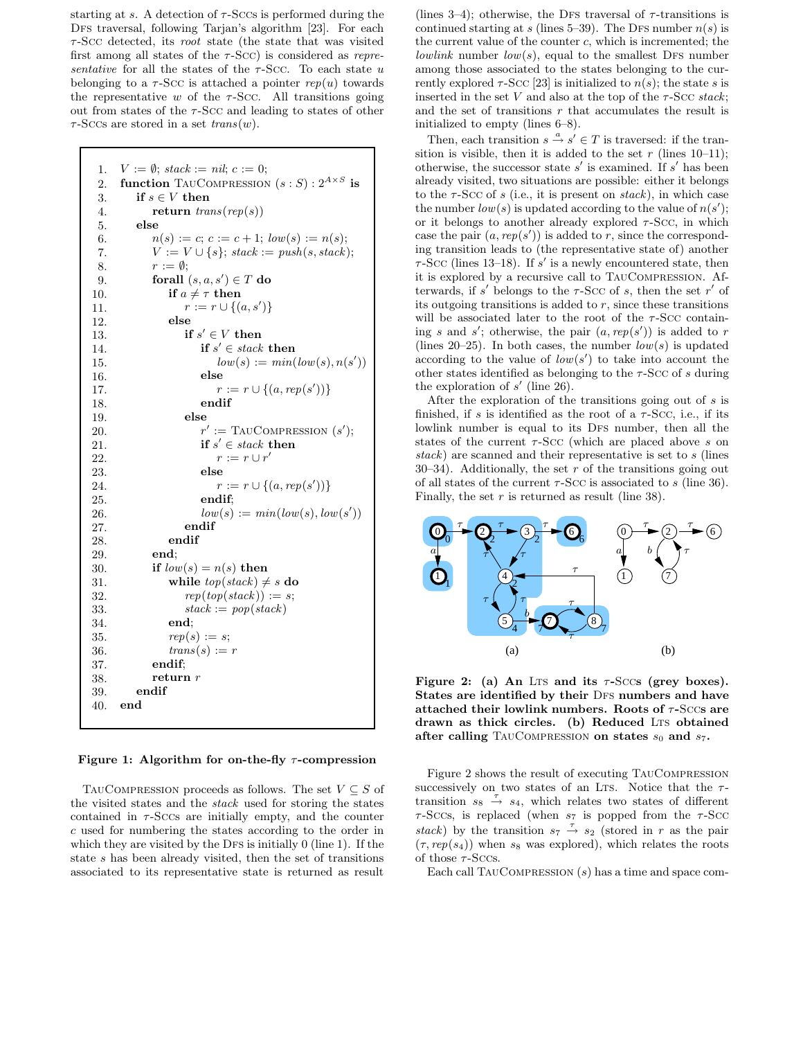starting at $s$. A detection of $\tau$-SCCs is performed during the DFS traversal, following Tarjan's algorithm [23]. For each $\tau$-SCC detected, its *root* state (the state that was visited first among all states of the $\tau$-SCC) is considered as *representative* for all the states of the $\tau$-SCC. To each state $u$ belonging to a $\tau$-SCC is attached a pointer $rep(u)$ towards the representative $w$ of the $\tau$-SCC. All transitions going out from states of the $\tau$-SCC and leading to states of other $\tau$-SCCs are stored in a set $trans(w)$.

```
1.  V := ∅; stack := nil; c := 0;
2.  function TauCompression (s : S) : 2^(A×S) is
3.     if s ∈ V then
4.        return trans(rep(s))
5.     else
6.        n(s) := c; c := c + 1; low(s) := n(s);
7.        V := V ∪ {s}; stack := push(s, stack);
8.        r := ∅;
9.        forall (s, a, s') ∈ T do
10.          if a ≠ τ then
11.             r := r ∪ {(a, s')}
12.          else
13.             if s' ∈ V then
14.                if s' ∈ stack then
15.                   low(s) := min(low(s), n(s'))
16.                else
17.                   r := r ∪ {(a, rep(s'))}
18.                endif
19.             else
20.                r' := TauCompression (s');
21.                if s' ∈ stack then
22.                   r := r ∪ r'
23.                else
24.                   r := r ∪ {(a, rep(s'))}
25.                endif;
26.                low(s) := min(low(s), low(s'))
27.             endif
28.          endif
29.       end;
30.       if low(s) = n(s) then
31.          while top(stack) ≠ s do
32.             rep(top(stack)) := s;
33.             stack := pop(stack)
34.          end;
35.          rep(s) := s;
36.          trans(s) := r
37.       endif;
38.       return r
39.    endif
40. end
```

**Figure 1: Algorithm for on-the-fly $\tau$-compression**

TauCompression proceeds as follows. The set $V \subseteq S$ of the visited states and the *stack* used for storing the states contained in $\tau$-SCCs are initially empty, and the counter $c$ used for numbering the states according to the order in which they are visited by the DFS is initially 0 (line 1). If the state $s$ has been already visited, then the set of transitions associated to its representative state is returned as result (lines 3–4); otherwise, the DFS traversal of $\tau$-transitions is continued starting at $s$ (lines 5–39). The DFS number $n(s)$ is the current value of the counter $c$, which is incremented; the *lowlink* number $low(s)$, equal to the smallest DFS number among those associated to the states belonging to the currently explored $\tau$-SCC [23] is initialized to $n(s)$; the state $s$ is inserted in the set $V$ and also at the top of the $\tau$-SCC *stack*; and the set of transitions $r$ that accumulates the result is initialized to empty (lines 6–8).

Then, each transition $s \xrightarrow{a} s' \in T$ is traversed: if the transition is visible, then it is added to the set $r$ (lines 10–11); otherwise, the successor state $s'$ is examined. If $s'$ has been already visited, two situations are possible: either it belongs to the $\tau$-SCC of $s$ (i.e., it is present on *stack*), in which case the number $low(s)$ is updated according to the value of $n(s')$; or it belongs to another already explored $\tau$-SCC, in which case the pair $(a, rep(s'))$ is added to $r$, since the corresponding transition leads to (the representative state of) another $\tau$-SCC (lines 13–18). If $s'$ is a newly encountered state, then it is explored by a recursive call to TauCompression. Afterwards, if $s'$ belongs to the $\tau$-SCC of $s$, then the set $r'$ of its outgoing transitions is added to $r$, since these transitions will be associated later to the root of the $\tau$-SCC containing $s$ and $s'$; otherwise, the pair $(a, rep(s'))$ is added to $r$ (lines 20–25). In both cases, the number $low(s)$ is updated according to the value of $low(s')$ to take into account the other states identified as belonging to the $\tau$-SCC of $s$ during the exploration of $s'$ (line 26).

After the exploration of the transitions going out of $s$ is finished, if $s$ is identified as the root of a $\tau$-SCC, i.e., if its lowlink number is equal to its DFS number, then all the states of the current $\tau$-SCC (which are placed above $s$ on *stack*) are scanned and their representative is set to $s$ (lines 30–34). Additionally, the set $r$ of the transitions going out of all states of the current $\tau$-SCC is associated to $s$ (line 36). Finally, the set $r$ is returned as result (line 38).

**Figure 2: (a) An LTS and its $\tau$-SCCs (grey boxes). States are identified by their DFS numbers and have attached their lowlink numbers. Roots of $\tau$-SCCs are drawn as thick circles. (b) Reduced LTS obtained after calling TauCompression on states $s_0$ and $s_7$.**

Figure 2 shows the result of executing TauCompression successively on two states of an LTS. Notice that the $\tau$-transition $s_8 \xrightarrow{\tau} s_4$, which relates two states of different $\tau$-SCCs, is replaced (when $s_7$ is popped from the $\tau$-SCC *stack*) by the transition $s_7 \xrightarrow{\tau} s_2$ (stored in $r$ as the pair $(\tau, rep(s_4))$ when $s_8$ was explored), which relates the roots of those $\tau$-SCCs.

Each call TauCompression $(s)$ has a time and space com-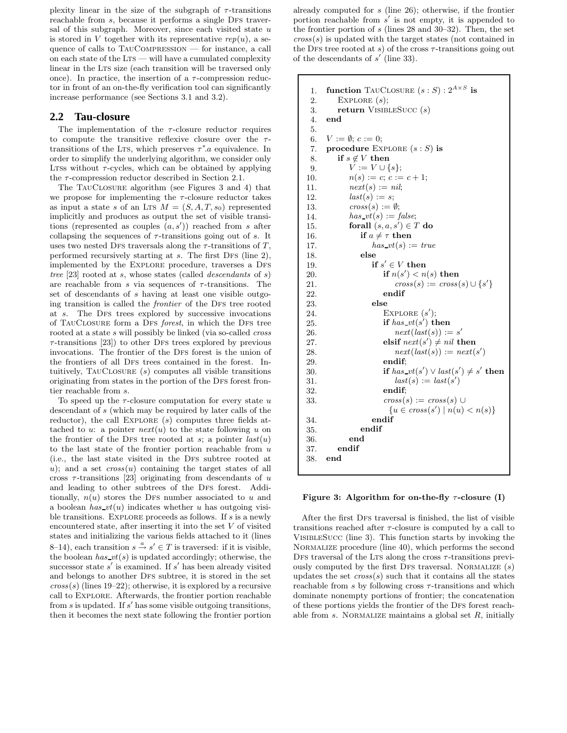plexity linear in the size of the subgraph of $\tau$-transitions reachable from $s$, because it performs a single DFS traversal of this subgraph. Moreover, since each visited state $u$ is stored in $V$ together with its representative $rep(u)$, a sequence of calls to TAUCOMPRESSION — for instance, a call on each state of the LTS — will have a cumulated complexity linear in the LTS size (each transition will be traversed only once). In practice, the insertion of a $\tau$-compression reductor in front of an on-the-fly verification tool can significantly increase performance (see Sections 3.1 and 3.2).

## 2.2 Tau-closure

The implementation of the $\tau$-closure reductor requires to compute the transitive reflexive closure over the $\tau$-transitions of the LTS, which preserves $\tau^*.a$ equivalence. In order to simplify the underlying algorithm, we consider only LTSs without $\tau$-cycles, which can be obtained by applying the $\tau$-compression reductor described in Section 2.1.

The TAUCLOSURE algorithm (see Figures 3 and 4) that we propose for implementing the $\tau$-closure reductor takes as input a state $s$ of an LTS $M = (S, A, T, s_0)$ represented implicitly and produces as output the set of visible transitions (represented as couples $(a, s')$) reached from $s$ after collapsing the sequences of $\tau$-transitions going out of $s$. It uses two nested DFS traversals along the $\tau$-transitions of $T$, performed recursively starting at $s$. The first DFS (line 2), implemented by the EXPLORE procedure, traverses a DFS *tree* [23] rooted at $s$, whose states (called *descendants* of $s$) are reachable from $s$ via sequences of $\tau$-transitions. The set of descendants of $s$ having at least one visible outgoing transition is called the *frontier* of the DFS tree rooted at $s$. The DFS trees explored by successive invocations of TAUCLOSURE form a DFS *forest*, in which the DFS tree rooted at a state $s$ will possibly be linked (via so-called *cross* $\tau$-transitions [23]) to other DFS trees explored by previous invocations. The frontier of the DFS forest is the union of the frontiers of all DFS trees contained in the forest. Intuitively, TAUCLOSURE $(s)$ computes all visible transitions originating from states in the portion of the DFS forest frontier reachable from $s$.

To speed up the $\tau$-closure computation for every state $u$ descendant of $s$ (which may be required by later calls of the reductor), the call EXPLORE $(s)$ computes three fields attached to $u$: a pointer $next(u)$ to the state following $u$ on the frontier of the DFS tree rooted at $s$; a pointer $last(u)$ to the last state of the frontier portion reachable from $u$ (i.e., the last state visited in the DFS subtree rooted at $u$); and a set $cross(u)$ containing the target states of all cross $\tau$-transitions [23] originating from descendants of $u$ and leading to other subtrees of the DFS forest. Additionally, $n(u)$ stores the DFS number associated to $u$ and a boolean $has\_vt(u)$ indicates whether $u$ has outgoing visible transitions. EXPLORE proceeds as follows. If $s$ is a newly encountered state, after inserting it into the set $V$ of visited states and initializing the various fields attached to it (lines 8–14), each transition $s \xrightarrow{a} s' \in T$ is traversed: if it is visible, the boolean $has\_vt(s)$ is updated accordingly; otherwise, the successor state $s'$ is examined. If $s'$ has been already visited and belongs to another DFS subtree, it is stored in the set $cross(s)$ (lines 19–22); otherwise, it is explored by a recursive call to EXPLORE. Afterwards, the frontier portion reachable from $s$ is updated. If $s'$ has some visible outgoing transitions, then it becomes the next state following the frontier portion already computed for $s$ (line 26); otherwise, if the frontier portion reachable from $s'$ is not empty, it is appended to the frontier portion of $s$ (lines 28 and 30–32). Then, the set $cross(s)$ is updated with the target states (not contained in the DFS tree rooted at $s$) of the cross $\tau$-transitions going out of the descendants of $s'$ (line 33).

```
1.  function TAUCLOSURE (s : S) : 2^(A×S) is
2.     EXPLORE (s);
3.     return VISIBLESUCC (s)
4.  end
5.
6.  V := ∅; c := 0;
7.  procedure EXPLORE (s : S) is
8.     if s ∉ V then
9.        V := V ∪ {s};
10.       n(s) := c; c := c + 1;
11.       next(s) := nil;
12.       last(s) := s;
13.       cross(s) := ∅;
14.       has_vt(s) := false;
15.       forall (s, a, s') ∈ T do
16.          if a ≠ τ then
17.             has_vt(s) := true
18.          else
19.             if s' ∈ V then
20.                if n(s') < n(s) then
21.                   cross(s) := cross(s) ∪ {s'}
22.                endif
23.             else
24.                EXPLORE (s');
25.                if has_vt(s') then
26.                   next(last(s)) := s'
27.                elsif next(s') ≠ nil then
28.                   next(last(s)) := next(s')
29.                endif;
30.                if has_vt(s') ∨ last(s') ≠ s' then
31.                   last(s) := last(s')
32.                endif;
33.                cross(s) := cross(s) ∪
                      {u ∈ cross(s') | n(u) < n(s)}
34.             endif
35.          endif
36.       end
37.    endif
38. end
```

**Figure 3: Algorithm for on-the-fly $\tau$-closure (I)**

After the first DFS traversal is finished, the list of visible transitions reached after $\tau$-closure is computed by a call to VISIBLESUCC (line 3). This function starts by invoking the NORMALIZE procedure (line 40), which performs the second DFS traversal of the LTS along the cross $\tau$-transitions previously computed by the first DFS traversal. NORMALIZE $(s)$ updates the set $cross(s)$ such that it contains all the states reachable from $s$ by following cross $\tau$-transitions and which dominate nonempty portions of frontier; the concatenation of these portions yields the frontier of the DFS forest reachable from $s$. NORMALIZE maintains a global set $R$, initially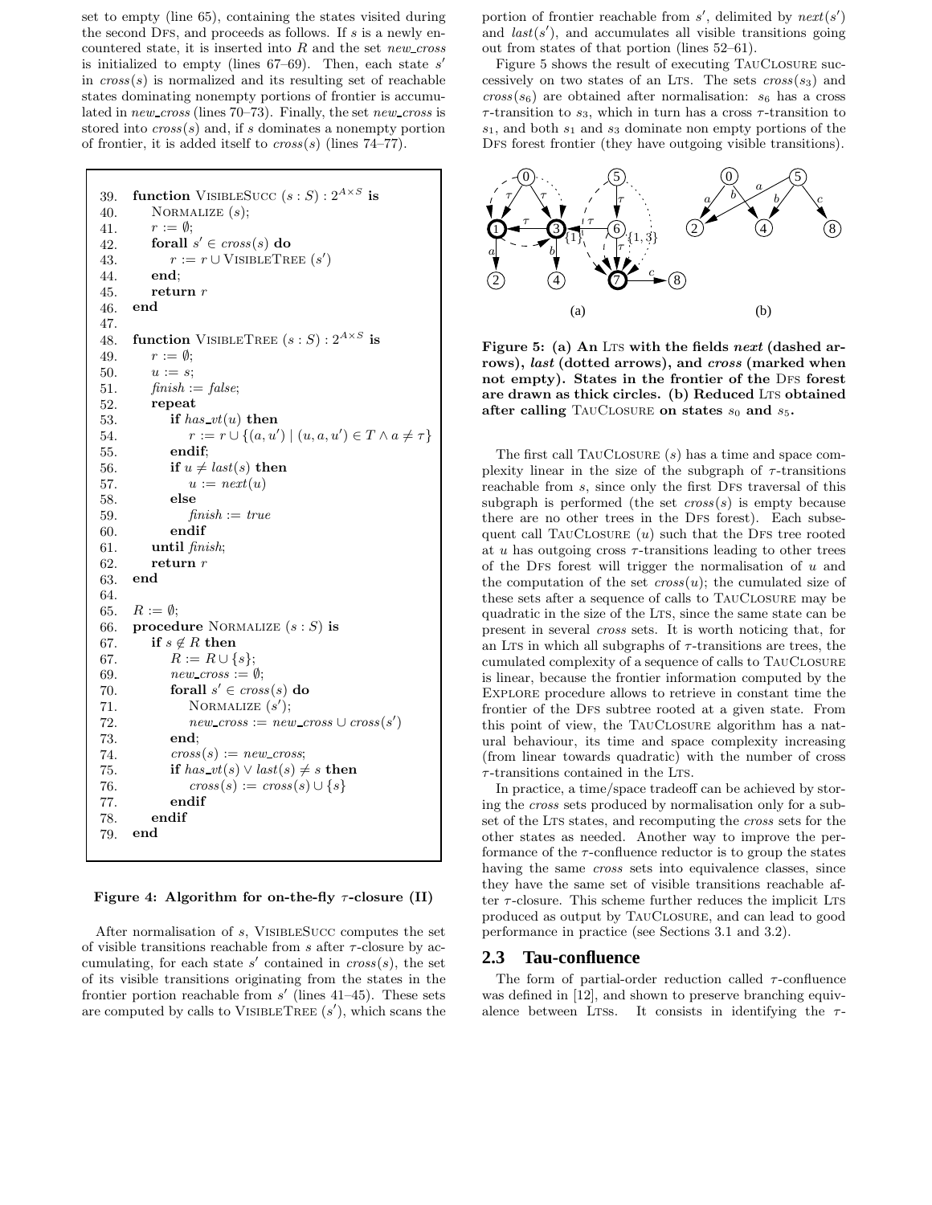set to empty (line 65), containing the states visited during the second DFS, and proceeds as follows. If $s$ is a newly encountered state, it is inserted into $R$ and the set *new_cross* is initialized to empty (lines 67–69). Then, each state $s'$ in $cross(s)$ is normalized and its resulting set of reachable states dominating nonempty portions of frontier is accumulated in *new_cross* (lines 70–73). Finally, the set *new_cross* is stored into $cross(s)$ and, if $s$ dominates a nonempty portion of frontier, it is added itself to $cross(s)$ (lines 74–77).

```
39.  function VisibleSucc (s : S) : 2^{A×S} is
40.      Normalize (s);
41.      r := ∅;
42.      forall s' ∈ cross(s) do
43.          r := r ∪ VisibleTree (s')
44.      end;
45.      return r
46.  end
47.
48.  function VisibleTree (s : S) : 2^{A×S} is
49.      r := ∅;
50.      u := s;
51.      finish := false;
52.      repeat
53.          if has_vt(u) then
54.              r := r ∪ {(a, u') | (u, a, u') ∈ T ∧ a ≠ τ}
55.          endif;
56.          if u ≠ last(s) then
57.              u := next(u)
58.          else
59.              finish := true
60.          endif
61.      until finish;
62.      return r
63.  end
64.
65.  R := ∅;
66.  procedure Normalize (s : S) is
67.      if s ∉ R then
67.          R := R ∪ {s};
69.          new_cross := ∅;
70.          forall s' ∈ cross(s) do
71.              Normalize (s');
72.              new_cross := new_cross ∪ cross(s')
73.          end;
74.          cross(s) := new_cross;
75.          if has_vt(s) ∨ last(s) ≠ s then
76.              cross(s) := cross(s) ∪ {s}
77.          endif
78.      endif
79.  end
```

**Figure 4: Algorithm for on-the-fly $\tau$-closure (II)**

After normalisation of $s$, VisibleSucc computes the set of visible transitions reachable from $s$ after $\tau$-closure by accumulating, for each state $s'$ contained in $cross(s)$, the set of its visible transitions originating from the states in the frontier portion reachable from $s'$ (lines 41–45). These sets are computed by calls to VisibleTree ($s'$), which scans the portion of frontier reachable from $s'$, delimited by $next(s')$ and $last(s')$, and accumulates all visible transitions going out from states of that portion (lines 52–61).

Figure 5 shows the result of executing TauClosure successively on two states of an LTS. The sets $cross(s_3)$ and $cross(s_6)$ are obtained after normalisation: $s_6$ has a cross $\tau$-transition to $s_3$, which in turn has a cross $\tau$-transition to $s_1$, and both $s_1$ and $s_3$ dominate non empty portions of the DFS forest frontier (they have outgoing visible transitions).

**Figure 5: (a) An LTS with the fields *next* (dashed arrows), *last* (dotted arrows), and *cross* (marked when not empty). States in the frontier of the DFS forest are drawn as thick circles. (b) Reduced LTS obtained after calling TauClosure on states $s_0$ and $s_5$.**

The first call TauClosure ($s$) has a time and space complexity linear in the size of the subgraph of $\tau$-transitions reachable from $s$, since only the first DFS traversal of this subgraph is performed (the set $cross(s)$ is empty because there are no other trees in the DFS forest). Each subsequent call TauClosure ($u$) such that the DFS tree rooted at $u$ has outgoing cross $\tau$-transitions leading to other trees of the DFS forest will trigger the normalisation of $u$ and the computation of the set $cross(u)$; the cumulated size of these sets after a sequence of calls to TauClosure may be quadratic in the size of the LTS, since the same state can be present in several *cross* sets. It is worth noticing that, for an LTS in which all subgraphs of $\tau$-transitions are trees, the cumulated complexity of a sequence of calls to TauClosure is linear, because the frontier information computed by the Explore procedure allows to retrieve in constant time the frontier of the DFS subtree rooted at a given state. From this point of view, the TauClosure algorithm has a natural behaviour, its time and space complexity increasing (from linear towards quadratic) with the number of cross $\tau$-transitions contained in the LTS.

In practice, a time/space tradeoff can be achieved by storing the *cross* sets produced by normalisation only for a subset of the LTS states, and recomputing the *cross* sets for the other states as needed. Another way to improve the performance of the $\tau$-confluence reductor is to group the states having the same *cross* sets into equivalence classes, since they have the same set of visible transitions reachable after $\tau$-closure. This scheme further reduces the implicit LTS produced as output by TauClosure, and can lead to good performance in practice (see Sections 3.1 and 3.2).

## 2.3 Tau-confluence

The form of partial-order reduction called $\tau$-confluence was defined in [12], and shown to preserve branching equivalence between LTSs. It consists in identifying the $\tau$-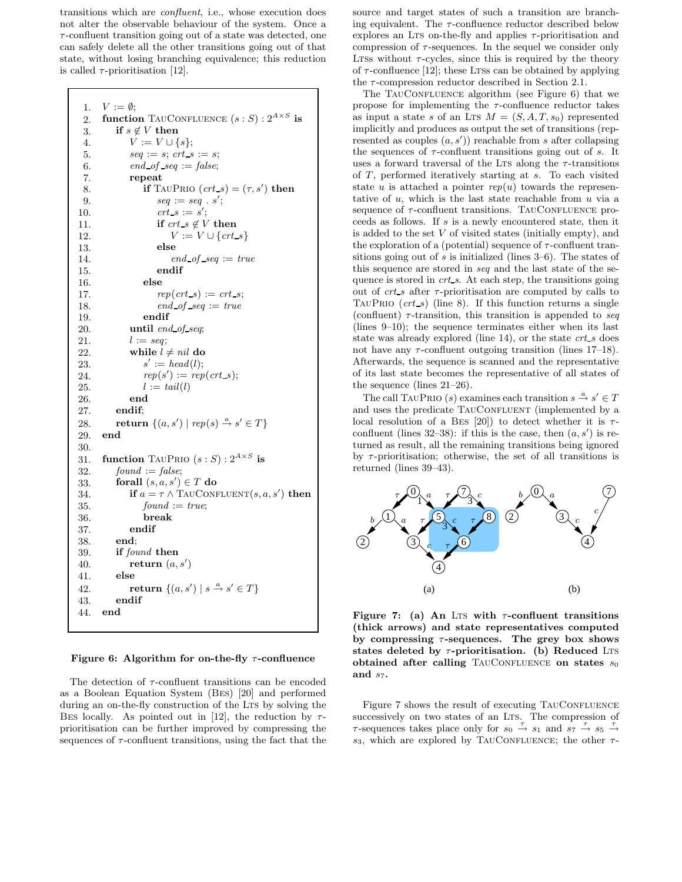transitions which are *confluent*, i.e., whose execution does not alter the observable behaviour of the system. Once a $\tau$-confluent transition going out of a state was detected, one can safely delete all the other transitions going out of that state, without losing branching equivalence; this reduction is called $\tau$-prioritisation [12].

```
1.  V := ∅;
2.  function TauConfluence (s : S) : 2^{A×S} is
3.     if s ∉ V then
4.        V := V ∪ {s};
5.        seq := s; crt_s := s;
6.        end_of_seq := false;
7.        repeat
8.           if TauPrio (crt_s) = (τ, s') then
9.              seq := seq . s';
10.             crt_s := s';
11.             if crt_s ∉ V then
12.                V := V ∪ {crt_s}
13.             else
14.                end_of_seq := true
15.             endif
16.          else
17.             rep(crt_s) := crt_s;
18.             end_of_seq := true
19.          endif
20.       until end_of_seq;
21.       l := seq;
22.       while l ≠ nil do
23.          s' := head(l);
24.          rep(s') := rep(crt_s);
25.          l := tail(l)
26.       end
27.    endif;
28.    return {(a, s') | rep(s) -a-> s' ∈ T}
29. end
30.
31. function TauPrio (s : S) : 2^{A×S} is
32.    found := false;
33.    forall (s, a, s') ∈ T do
34.       if a = τ ∧ TauConfluent(s, a, s') then
35.          found := true;
36.          break
37.       endif
38.    end;
39.    if found then
40.       return (a, s')
41.    else
42.       return {(a, s') | s -a-> s' ∈ T}
43.    endif
44. end
```

**Figure 6: Algorithm for on-the-fly $\tau$-confluence**

The detection of $\tau$-confluent transitions can be encoded as a Boolean Equation System (Bes) [20] and performed during an on-the-fly construction of the Lts by solving the Bes locally. As pointed out in [12], the reduction by $\tau$-prioritisation can be further improved by compressing the sequences of $\tau$-confluent transitions, using the fact that the source and target states of such a transition are branching equivalent. The $\tau$-confluence reductor described below explores an Lts on-the-fly and applies $\tau$-prioritisation and compression of $\tau$-sequences. In the sequel we consider only Ltss without $\tau$-cycles, since this is required by the theory of $\tau$-confluence [12]; these Ltss can be obtained by applying the $\tau$-compression reductor described in Section 2.1.

The TauConfluence algorithm (see Figure 6) that we propose for implementing the $\tau$-confluence reductor takes as input a state $s$ of an Lts $M = (S, A, T, s_0)$ represented implicitly and produces as output the set of transitions (represented as couples $(a, s')$) reachable from $s$ after collapsing the sequences of $\tau$-confluent transitions going out of $s$. It uses a forward traversal of the Lts along the $\tau$-transitions of $T$, performed iteratively starting at $s$. To each visited state $u$ is attached a pointer $rep(u)$ towards the representative of $u$, which is the last state reachable from $u$ via a sequence of $\tau$-confluent transitions. TauConfluence proceeds as follows. If $s$ is a newly encountered state, then it is added to the set $V$ of visited states (initially empty), and the exploration of a (potential) sequence of $\tau$-confluent transitions going out of $s$ is initialized (lines 3–6). The states of this sequence are stored in *seq* and the last state of the sequence is stored in *crt_s*. At each step, the transitions going out of *crt_s* after $\tau$-prioritisation are computed by calls to TauPrio (*crt_s*) (line 8). If this function returns a single (confluent) $\tau$-transition, this transition is appended to *seq* (lines 9–10); the sequence terminates either when its last state was already explored (line 14), or the state *crt_s* does not have any $\tau$-confluent outgoing transition (lines 17–18). Afterwards, the sequence is scanned and the representative of its last state becomes the representative of all states of the sequence (lines 21–26).

The call TauPrio ($s$) examines each transition $s \xrightarrow{a} s' \in T$ and uses the predicate TauConfluent (implemented by a local resolution of a Bes [20]) to detect whether it is $\tau$-confluent (lines 32–38): if this is the case, then $(a, s')$ is returned as result, all the remaining transitions being ignored by $\tau$-prioritisation; otherwise, the set of all transitions is returned (lines 39–43).

**Figure 7: (a) An Lts with $\tau$-confluent transitions (thick arrows) and state representatives computed by compressing $\tau$-sequences. The grey box shows states deleted by $\tau$-prioritisation. (b) Reduced Lts obtained after calling TauConfluence on states $s_0$ and $s_7$.**

Figure 7 shows the result of executing TauConfluence successively on two states of an Lts. The compression of $\tau$-sequences takes place only for $s_0 \xrightarrow{\tau} s_1$ and $s_7 \xrightarrow{\tau} s_5 \xrightarrow{\tau} s_3$, which are explored by TauConfluence; the other $\tau$-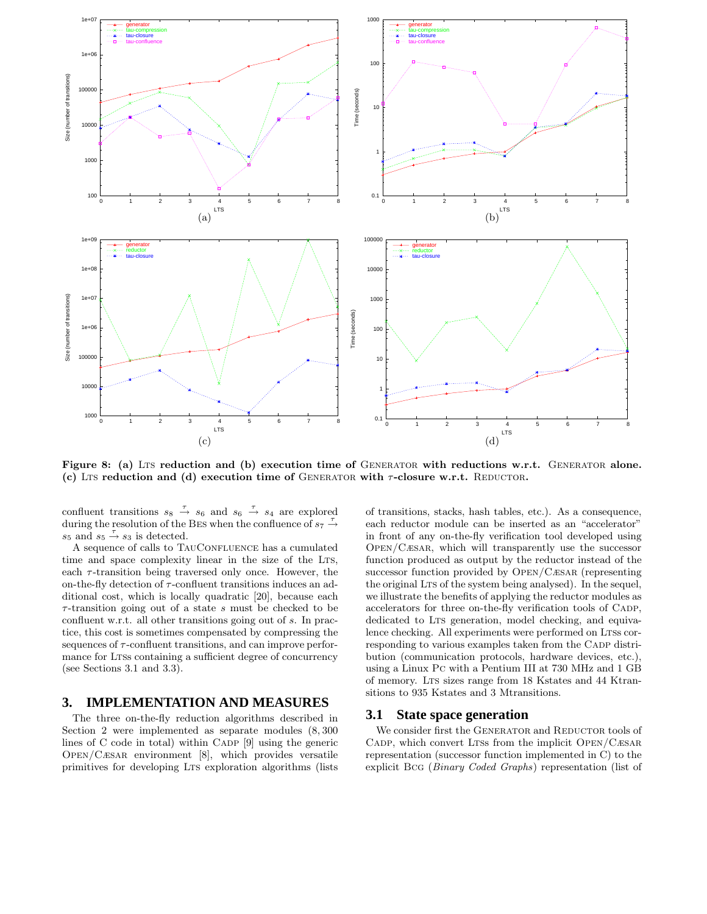**Figure 8: (a) LTS reduction and (b) execution time of GENERATOR with reductions w.r.t. GENERATOR alone. (c) LTS reduction and (d) execution time of GENERATOR with $\tau$-closure w.r.t. REDUCTOR.**

confluent transitions $s_8 \xrightarrow{\tau} s_6$ and $s_6 \xrightarrow{\tau} s_4$ are explored during the resolution of the BES when the confluence of $s_7 \xrightarrow{\tau} s_5$ and $s_5 \xrightarrow{\tau} s_3$ is detected.

A sequence of calls to TAUCONFLUENCE has a cumulated time and space complexity linear in the size of the LTS, each $\tau$-transition being traversed only once. However, the on-the-fly detection of $\tau$-confluent transitions induces an additional cost, which is locally quadratic [20], because each $\tau$-transition going out of a state $s$ must be checked to be confluent w.r.t. all other transitions going out of $s$. In practice, this cost is sometimes compensated by compressing the sequences of $\tau$-confluent transitions, and can improve performance for LTSs containing a sufficient degree of concurrency (see Sections 3.1 and 3.3).

# 3. IMPLEMENTATION AND MEASURES

The three on-the-fly reduction algorithms described in Section 2 were implemented as separate modules (8,300 lines of C code in total) within CADP [9] using the generic OPEN/CÆSAR environment [8], which provides versatile primitives for developing LTS exploration algorithms (lists of transitions, stacks, hash tables, etc.). As a consequence, each reductor module can be inserted as an "accelerator" in front of any on-the-fly verification tool developed using OPEN/CÆSAR, which will transparently use the successor function produced as output by the reductor instead of the successor function provided by OPEN/CÆSAR (representing the original LTS of the system being analysed). In the sequel, we illustrate the benefits of applying the reductor modules as accelerators for three on-the-fly verification tools of CADP, dedicated to LTS generation, model checking, and equivalence checking. All experiments were performed on LTSs corresponding to various examples taken from the CADP distribution (communication protocols, hardware devices, etc.), using a Linux PC with a Pentium III at 730 MHz and 1 GB of memory. LTS sizes range from 18 Kstates and 44 Ktransitions to 935 Kstates and 3 Mtransitions.

## 3.1 State space generation

We consider first the GENERATOR and REDUCTOR tools of CADP, which convert LTSs from the implicit OPEN/CÆSAR representation (successor function implemented in C) to the explicit BCG (*Binary Coded Graphs*) representation (list of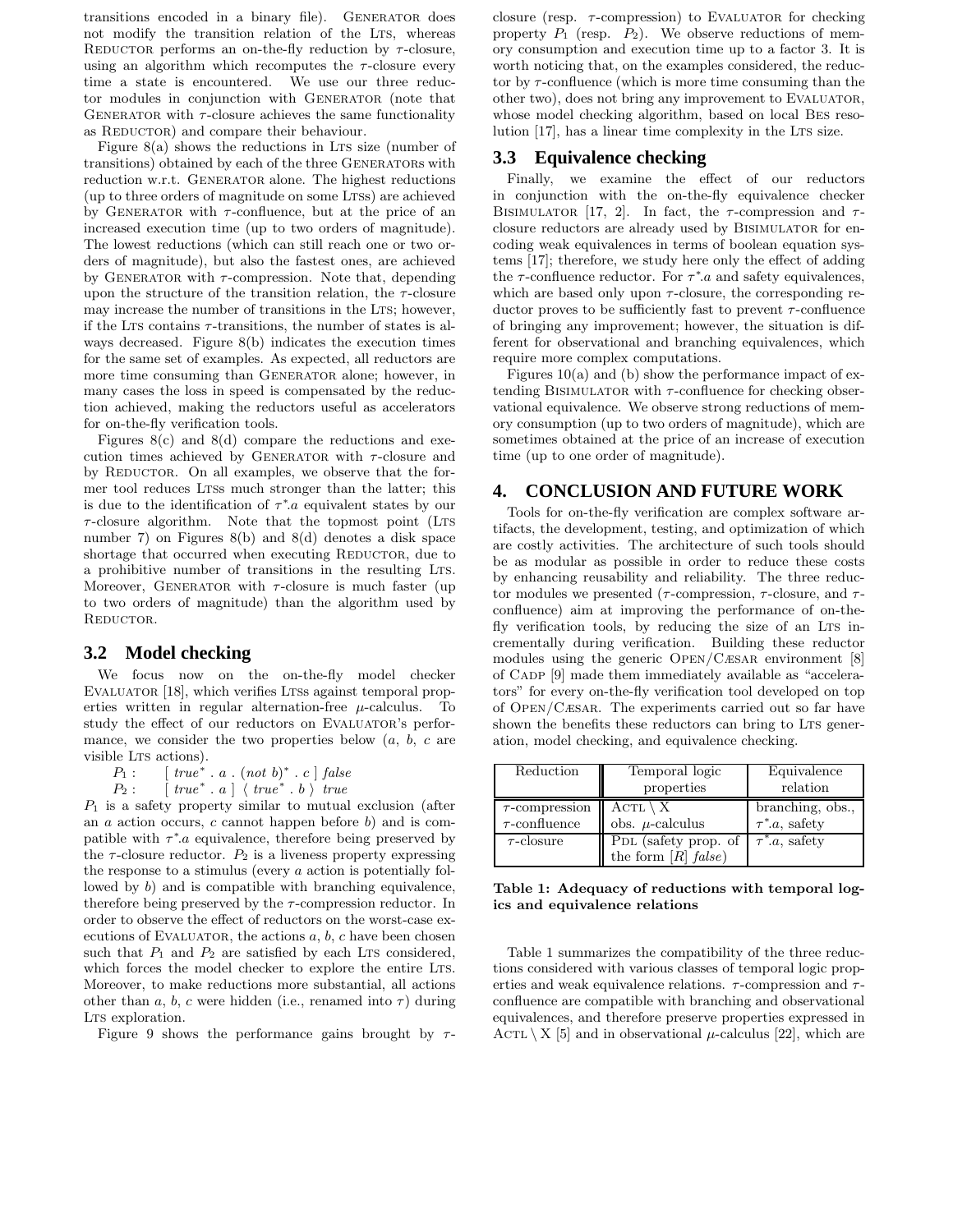transitions encoded in a binary file). GENERATOR does not modify the transition relation of the LTS, whereas REDUCTOR performs an on-the-fly reduction by $\tau$-closure, using an algorithm which recomputes the $\tau$-closure every time a state is encountered. We use our three reductor modules in conjunction with GENERATOR (note that GENERATOR with $\tau$-closure achieves the same functionality as REDUCTOR) and compare their behaviour.

Figure 8(a) shows the reductions in LTS size (number of transitions) obtained by each of the three GENERATORs with reduction w.r.t. GENERATOR alone. The highest reductions (up to three orders of magnitude on some LTSs) are achieved by GENERATOR with $\tau$-confluence, but at the price of an increased execution time (up to two orders of magnitude). The lowest reductions (which can still reach one or two orders of magnitude), but also the fastest ones, are achieved by GENERATOR with $\tau$-compression. Note that, depending upon the structure of the transition relation, the $\tau$-closure may increase the number of transitions in the LTS; however, if the LTS contains $\tau$-transitions, the number of states is always decreased. Figure 8(b) indicates the execution times for the same set of examples. As expected, all reductors are more time consuming than GENERATOR alone; however, in many cases the loss in speed is compensated by the reduction achieved, making the reductors useful as accelerators for on-the-fly verification tools.

Figures 8(c) and 8(d) compare the reductions and execution times achieved by GENERATOR with $\tau$-closure and by REDUCTOR. On all examples, we observe that the former tool reduces LTSs much stronger than the latter; this is due to the identification of $\tau^*.a$ equivalent states by our $\tau$-closure algorithm. Note that the topmost point (LTS number 7) on Figures 8(b) and 8(d) denotes a disk space shortage that occurred when executing REDUCTOR, due to a prohibitive number of transitions in the resulting LTS. Moreover, GENERATOR with $\tau$-closure is much faster (up to two orders of magnitude) than the algorithm used by REDUCTOR.

### 3.2 Model checking

We focus now on the on-the-fly model checker EVALUATOR [18], which verifies LTSs against temporal properties written in regular alternation-free $\mu$-calculus. To study the effect of our reductors on EVALUATOR's performance, we consider the two properties below ($a$, $b$, $c$ are visible LTS actions).

$P_1$ : $[\ \mathit{true}^* \ .\ a\ .\ (\mathit{not}\ b)^*\ .\ c\ ]\ \mathit{false}$
$P_2$ : $[\ \mathit{true}^*\ .\ a\ ]\ \langle\ \mathit{true}^*\ .\ b\ \rangle\ \mathit{true}$

$P_1$ is a safety property similar to mutual exclusion (after an $a$ action occurs, $c$ cannot happen before $b$) and is compatible with $\tau^*.a$ equivalence, therefore being preserved by the $\tau$-closure reductor. $P_2$ is a liveness property expressing the response to a stimulus (every $a$ action is potentially followed by $b$) and is compatible with branching equivalence, therefore being preserved by the $\tau$-compression reductor. In order to observe the effect of reductors on the worst-case executions of EVALUATOR, the actions $a$, $b$, $c$ have been chosen such that $P_1$ and $P_2$ are satisfied by each LTS considered, which forces the model checker to explore the entire LTS. Moreover, to make reductions more substantial, all actions other than $a$, $b$, $c$ were hidden (i.e., renamed into $\tau$) during LTS exploration.

Figure 9 shows the performance gains brought by $\tau$-closure (resp. $\tau$-compression) to EVALUATOR for checking property $P_1$ (resp. $P_2$). We observe reductions of memory consumption and execution time up to a factor 3. It is worth noticing that, on the examples considered, the reductor by $\tau$-confluence (which is more time consuming than the other two), does not bring any improvement to EVALUATOR, whose model checking algorithm, based on local BES resolution [17], has a linear time complexity in the LTS size.

### 3.3 Equivalence checking

Finally, we examine the effect of our reductors in conjunction with the on-the-fly equivalence checker BISIMULATOR [17, 2]. In fact, the $\tau$-compression and $\tau$-closure reductors are already used by BISIMULATOR for encoding weak equivalences in terms of boolean equation systems [17]; therefore, we study here only the effect of adding the $\tau$-confluence reductor. For $\tau^*.a$ and safety equivalences, which are based only upon $\tau$-closure, the corresponding reductor proves to be sufficiently fast to prevent $\tau$-confluence of bringing any improvement; however, the situation is different for observational and branching equivalences, which require more complex computations.

Figures 10(a) and (b) show the performance impact of extending BISIMULATOR with $\tau$-confluence for checking observational equivalence. We observe strong reductions of memory consumption (up to two orders of magnitude), which are sometimes obtained at the price of an increase of execution time (up to one order of magnitude).

## 4. CONCLUSION AND FUTURE WORK

Tools for on-the-fly verification are complex software artifacts, the development, testing, and optimization of which are costly activities. The architecture of such tools should be as modular as possible in order to reduce these costs by enhancing reusability and reliability. The three reductor modules we presented ($\tau$-compression, $\tau$-closure, and $\tau$-confluence) aim at improving the performance of on-the-fly verification tools, by reducing the size of an LTS incrementally during verification. Building these reductor modules using the generic OPEN/CÆSAR environment [8] of CADP [9] made them immediately available as "accelerators" for every on-the-fly verification tool developed on top of OPEN/CÆSAR. The experiments carried out so far have shown the benefits these reductors can bring to LTS generation, model checking, and equivalence checking.

| Reduction | Temporal logic properties | Equivalence relation |
|---|---|---|
| $\tau$-compression<br>$\tau$-confluence | ACTL $\setminus$ X<br>obs. $\mu$-calculus | branching, obs.,<br>$\tau^*.a$, safety |
| $\tau$-closure | PDL (safety prop. of the form $[R]$ *false*) | $\tau^*.a$, safety |

**Table 1: Adequacy of reductions with temporal logics and equivalence relations**

Table 1 summarizes the compatibility of the three reductions considered with various classes of temporal logic properties and weak equivalence relations. $\tau$-compression and $\tau$-confluence are compatible with branching and observational equivalences, and therefore preserve properties expressed in ACTL $\setminus$ X [5] and in observational $\mu$-calculus [22], which are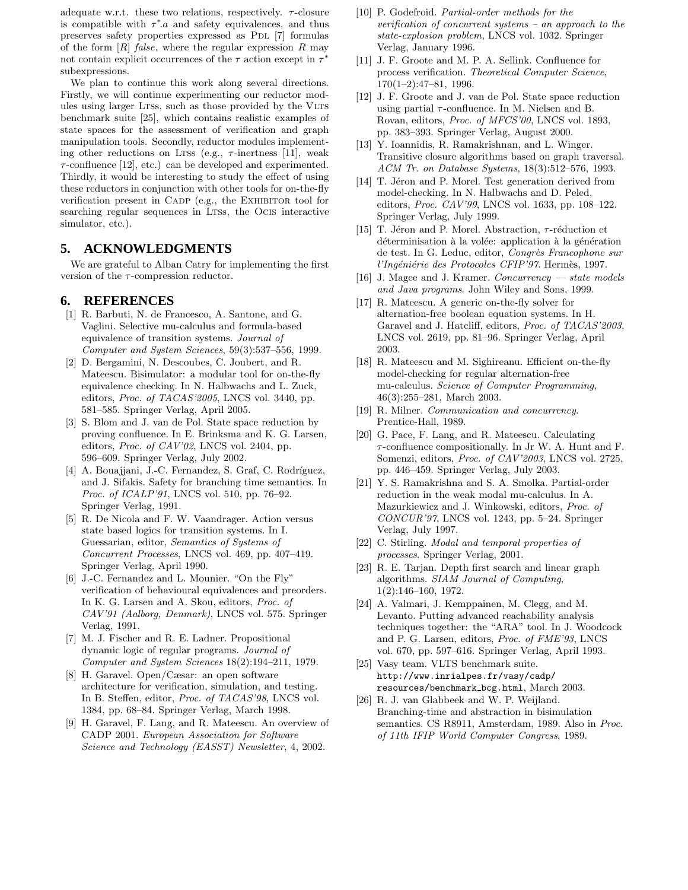adequate w.r.t. these two relations, respectively. $\tau$-closure is compatible with $\tau^*.a$ and safety equivalences, and thus preserves safety properties expressed as PDL [7] formulas of the form $[R]$ *false*, where the regular expression $R$ may not contain explicit occurrences of the $\tau$ action except in $\tau^*$ subexpressions.

We plan to continue this work along several directions. Firstly, we will continue experimenting our reductor modules using larger LTSs, such as those provided by the VLTS benchmark suite [25], which contains realistic examples of state spaces for the assessment of verification and graph manipulation tools. Secondly, reductor modules implementing other reductions on LTSs (e.g., $\tau$-inertness [11], weak $\tau$-confluence [12], etc.) can be developed and experimented. Thirdly, it would be interesting to study the effect of using these reductors in conjunction with other tools for on-the-fly verification present in CADP (e.g., the EXHIBITOR tool for searching regular sequences in LTSs, the OCIS interactive simulator, etc.).

## 5. ACKNOWLEDGMENTS

We are grateful to Alban Catry for implementing the first version of the $\tau$-compression reductor.

## 6. REFERENCES

[1] R. Barbuti, N. de Francesco, A. Santone, and G. Vaglini. Selective mu-calculus and formula-based equivalence of transition systems. *Journal of Computer and System Sciences*, 59(3):537–556, 1999.

[2] D. Bergamini, N. Descoubes, C. Joubert, and R. Mateescu. Bisimulator: a modular tool for on-the-fly equivalence checking. In N. Halbwachs and L. Zuck, editors, *Proc. of TACAS'2005*, LNCS vol. 3440, pp. 581–585. Springer Verlag, April 2005.

[3] S. Blom and J. van de Pol. State space reduction by proving confluence. In E. Brinksma and K. G. Larsen, editors, *Proc. of CAV'02*, LNCS vol. 2404, pp. 596–609. Springer Verlag, July 2002.

[4] A. Bouajjani, J.-C. Fernandez, S. Graf, C. Rodríguez, and J. Sifakis. Safety for branching time semantics. In *Proc. of ICALP'91*, LNCS vol. 510, pp. 76–92. Springer Verlag, 1991.

[5] R. De Nicola and F. W. Vaandrager. Action versus state based logics for transition systems. In I. Guessarian, editor, *Semantics of Systems of Concurrent Processes*, LNCS vol. 469, pp. 407–419. Springer Verlag, April 1990.

[6] J.-C. Fernandez and L. Mounier. "On the Fly" verification of behavioural equivalences and preorders. In K. G. Larsen and A. Skou, editors, *Proc. of CAV'91 (Aalborg, Denmark)*, LNCS vol. 575. Springer Verlag, 1991.

[7] M. J. Fischer and R. E. Ladner. Propositional dynamic logic of regular programs. *Journal of Computer and System Sciences* 18(2):194–211, 1979.

[8] H. Garavel. Open/Cæsar: an open software architecture for verification, simulation, and testing. In B. Steffen, editor, *Proc. of TACAS'98*, LNCS vol. 1384, pp. 68–84. Springer Verlag, March 1998.

[9] H. Garavel, F. Lang, and R. Mateescu. An overview of CADP 2001. *European Association for Software Science and Technology (EASST) Newsletter*, 4, 2002.

[10] P. Godefroid. *Partial-order methods for the verification of concurrent systems – an approach to the state-explosion problem*, LNCS vol. 1032. Springer Verlag, January 1996.

[11] J. F. Groote and M. P. A. Sellink. Confluence for process verification. *Theoretical Computer Science*, 170(1–2):47–81, 1996.

[12] J. F. Groote and J. van de Pol. State space reduction using partial $\tau$-confluence. In M. Nielsen and B. Rovan, editors, *Proc. of MFCS'00*, LNCS vol. 1893, pp. 383–393. Springer Verlag, August 2000.

[13] Y. Ioannidis, R. Ramakrishnan, and L. Winger. Transitive closure algorithms based on graph traversal. *ACM Tr. on Database Systems*, 18(3):512–576, 1993.

[14] T. Jéron and P. Morel. Test generation derived from model-checking. In N. Halbwachs and D. Peled, editors, *Proc. CAV'99*, LNCS vol. 1633, pp. 108–122. Springer Verlag, July 1999.

[15] T. Jéron and P. Morel. Abstraction, $\tau$-réduction et déterminisation à la volée: application à la génération de test. In G. Leduc, editor, *Congrès Francophone sur l'Ingéniérie des Protocoles CFIP'97*. Hermès, 1997.

[16] J. Magee and J. Kramer. *Concurrency — state models and Java programs*. John Wiley and Sons, 1999.

[17] R. Mateescu. A generic on-the-fly solver for alternation-free boolean equation systems. In H. Garavel and J. Hatcliff, editors, *Proc. of TACAS'2003*, LNCS vol. 2619, pp. 81–96. Springer Verlag, April 2003.

[18] R. Mateescu and M. Sighireanu. Efficient on-the-fly model-checking for regular alternation-free mu-calculus. *Science of Computer Programming*, 46(3):255–281, March 2003.

[19] R. Milner. *Communication and concurrency*. Prentice-Hall, 1989.

[20] G. Pace, F. Lang, and R. Mateescu. Calculating $\tau$-confluence compositionally. In Jr W. A. Hunt and F. Somenzi, editors, *Proc. of CAV'2003*, LNCS vol. 2725, pp. 446–459. Springer Verlag, July 2003.

[21] Y. S. Ramakrishna and S. A. Smolka. Partial-order reduction in the weak modal mu-calculus. In A. Mazurkiewicz and J. Winkowski, editors, *Proc. of CONCUR'97*, LNCS vol. 1243, pp. 5–24. Springer Verlag, July 1997.

[22] C. Stirling. *Modal and temporal properties of processes*. Springer Verlag, 2001.

[23] R. E. Tarjan. Depth first search and linear graph algorithms. *SIAM Journal of Computing*, 1(2):146–160, 1972.

[24] A. Valmari, J. Kemppainen, M. Clegg, and M. Levanto. Putting advanced reachability analysis techniques together: the "ARA" tool. In J. Woodcock and P. G. Larsen, editors, *Proc. of FME'93*, LNCS vol. 670, pp. 597–616. Springer Verlag, April 1993.

[25] Vasy team. VLTS benchmark suite. `http://www.inrialpes.fr/vasy/cadp/resources/benchmark_bcg.html`, March 2003.

[26] R. J. van Glabbeek and W. P. Weijland. Branching-time and abstraction in bisimulation semantics. CS R8911, Amsterdam, 1989. Also in *Proc. of 11th IFIP World Computer Congress*, 1989.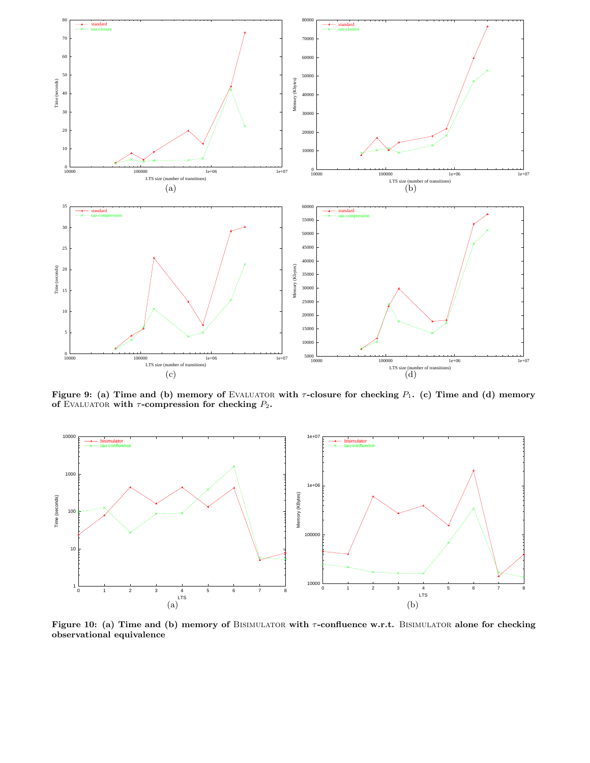80
70
60
50
40
30
20
10
0

Time (seconds)

10000 100000 1e+06 1e+07

LTS size (number of transitions)

standard
tau-closure

(a)

80000
70000
60000
50000
40000
30000
20000
10000
0

Memory (Kbytes)

10000 100000 1e+06 1e+07

LTS size (number of transitions)

standard
tau-closure

(b)

35
30
25
20
15
10
5
0

Time (seconds)

10000 100000 1e+06 1e+07

LTS size (number of transitions)

standard
tau-compression

(c)

60000
55000
50000
45000
40000
35000
30000
25000
20000
15000
10000
5000

Memory (Kbytes)

10000 100000 1e+06 1e+07

LTS size (number of transitions)

standard
tau-compression

(d)

**Figure 9: (a) Time and (b) memory of Evaluator with $\tau$-closure for checking $P_1$. (c) Time and (d) memory of Evaluator with $\tau$-compression for checking $P_2$.**

10000
1000
100
10
1

Time (seconds)

0 1 2 3 4 5 6 7 8

LTS

bisimulator
tau-confluence

(a)

1e+07
1e+06
100000
10000

Memory (KBytes)

0 1 2 3 4 5 6 7 8

LTS

bisimulator
tau-confluence

(b)

**Figure 10: (a) Time and (b) memory of Bisimulator with $\tau$-confluence w.r.t. Bisimulator alone for checking observational equivalence**